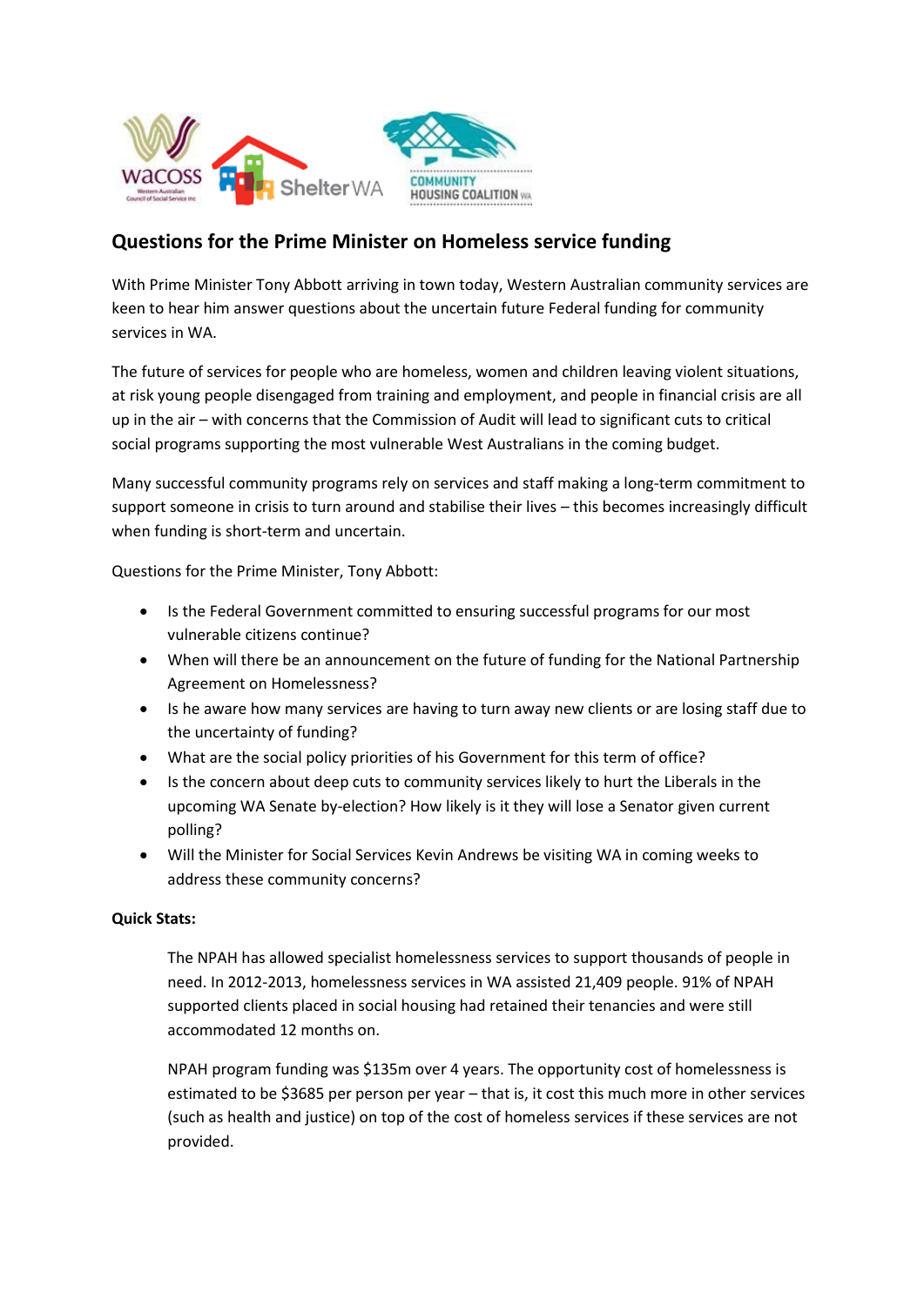## Questions for the Prime Minister on Homeless service funding

With Prime Minister Tony Abbott arriving in town today, Western Australian community services are keen to hear him answer questions about the uncertain future Federal funding for community services in WA.

The future of services for people who are homeless, women and children leaving violent situations, at risk young people disengaged from training and employment, and people in financial crisis are all up in the air – with concerns that the Commission of Audit will lead to significant cuts to critical social programs supporting the most vulnerable West Australians in the coming budget.

Many successful community programs rely on services and staff making a long-term commitment to support someone in crisis to turn around and stabilise their lives – this becomes increasingly difficult when funding is short-term and uncertain.

Questions for the Prime Minister, Tony Abbott:

- Is the Federal Government committed to ensuring successful programs for our most vulnerable citizens continue?
- When will there be an announcement on the future of funding for the National Partnership Agreement on Homelessness?
- Is he aware how many services are having to turn away new clients or are losing staff due to the uncertainty of funding?
- What are the social policy priorities of his Government for this term of office?
- Is the concern about deep cuts to community services likely to hurt the Liberals in the upcoming WA Senate by-election? How likely is it they will lose a Senator given current polling?
- Will the Minister for Social Services Kevin Andrews be visiting WA in coming weeks to address these community concerns?

**Quick Stats:**

> The NPAH has allowed specialist homelessness services to support thousands of people in need. In 2012-2013, homelessness services in WA assisted 21,409 people. 91% of NPAH supported clients placed in social housing had retained their tenancies and were still accommodated 12 months on.
>
> NPAH program funding was $135m over 4 years. The opportunity cost of homelessness is estimated to be $3685 per person per year – that is, it cost this much more in other services (such as health and justice) on top of the cost of homeless services if these services are not provided.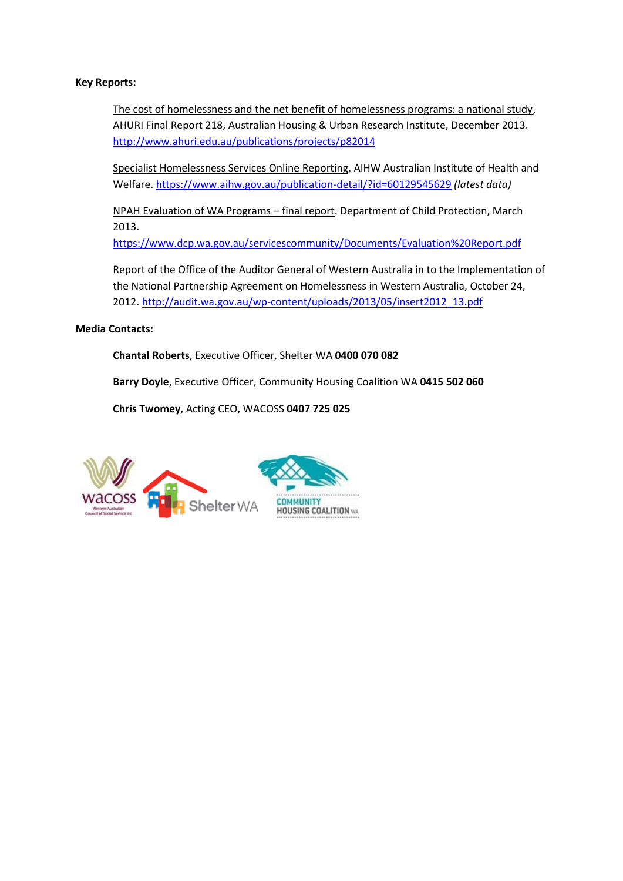**Key Reports:**

The cost of homelessness and the net benefit of homelessness programs: a national study, AHURI Final Report 218, Australian Housing & Urban Research Institute, December 2013. http://www.ahuri.edu.au/publications/projects/p82014

Specialist Homelessness Services Online Reporting, AIHW Australian Institute of Health and Welfare. https://www.aihw.gov.au/publication-detail/?id=60129545629 *(latest data)*

NPAH Evaluation of WA Programs – final report. Department of Child Protection, March 2013. https://www.dcp.wa.gov.au/servicescommunity/Documents/Evaluation%20Report.pdf

Report of the Office of the Auditor General of Western Australia in to the Implementation of the National Partnership Agreement on Homelessness in Western Australia, October 24, 2012. http://audit.wa.gov.au/wp-content/uploads/2013/05/insert2012_13.pdf

**Media Contacts:**

**Chantal Roberts**, Executive Officer, Shelter WA **0400 070 082**

**Barry Doyle**, Executive Officer, Community Housing Coalition WA **0415 502 060**

**Chris Twomey**, Acting CEO, WACOSS **0407 725 025**